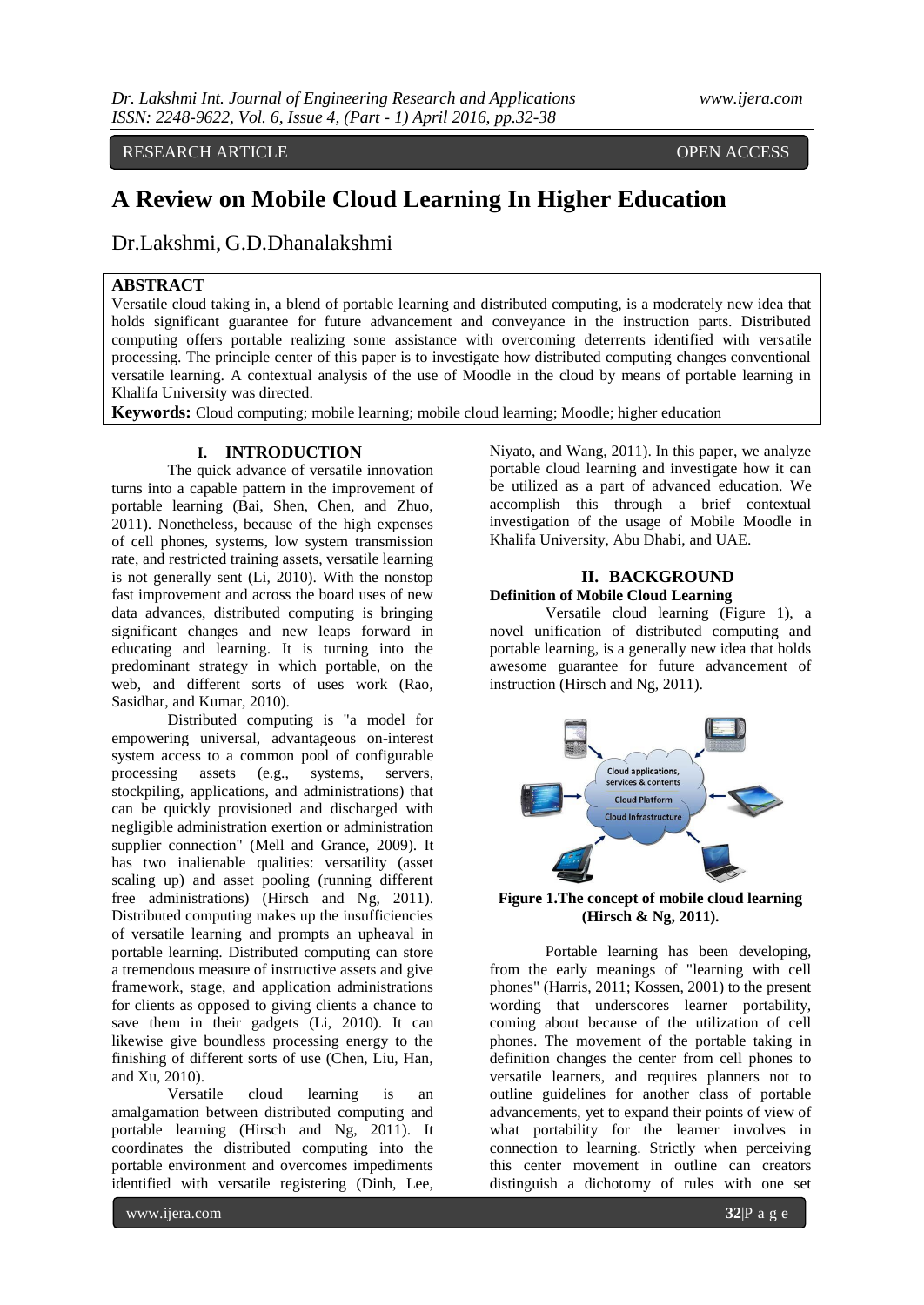RESEARCH ARTICLE OPEN ACCESS

# A Review on Mobile Cloud Learning In Higher Education

Dr.Lakshmi, G.D.Dhanalakshmi

## ABSTRACT

Versatile cloud taking in, a blend of portable learning and distributed computing, is a moderately new idea that holds significant guarantee for future advancement and conveyance in the instruction parts. Distributed computing offers portable realizing some assistance with overcoming deterrents identified with versatile processing. The principle center of this paper is to investigate how distributed computing changes conventional versatile learning. A contextual analysis of the use of Moodle in the cloud by means of portable learning in Khalifa University was directed.

**Keywords:** Cloud computing; mobile learning; mobile cloud learning; Moodle; higher education

## I. INTRODUCTION

The quick advance of versatile innovation turns into a capable pattern in the improvement of portable learning (Bai, Shen, Chen, and Zhuo, 2011). Nonetheless, because of the high expenses of cell phones, systems, low system transmission rate, and restricted training assets, versatile learning is not generally sent (Li, 2010). With the nonstop fast improvement and across the board uses of new data advances, distributed computing is bringing significant changes and new leaps forward in educating and learning. It is turning into the predominant strategy in which portable, on the web, and different sorts of uses work (Rao, Sasidhar, and Kumar, 2010).

Distributed computing is "a model for empowering universal, advantageous on-interest system access to a common pool of configurable processing assets (e.g., systems, servers, stockpiling, applications, and administrations) that can be quickly provisioned and discharged with negligible administration exertion or administration supplier connection" (Mell and Grance, 2009). It has two inalienable qualities: versatility (asset scaling up) and asset pooling (running different free administrations) (Hirsch and Ng, 2011). Distributed computing makes up the insufficiencies of versatile learning and prompts an upheaval in portable learning. Distributed computing can store a tremendous measure of instructive assets and give framework, stage, and application administrations for clients as opposed to giving clients a chance to save them in their gadgets (Li, 2010). It can likewise give boundless processing energy to the finishing of different sorts of use (Chen, Liu, Han, and Xu, 2010).

Versatile cloud learning is an amalgamation between distributed computing and portable learning (Hirsch and Ng, 2011). It coordinates the distributed computing into the portable environment and overcomes impediments identified with versatile registering (Dinh, Lee, Niyato, and Wang, 2011). In this paper, we analyze portable cloud learning and investigate how it can be utilized as a part of advanced education. We accomplish this through a brief contextual investigation of the usage of Mobile Moodle in Khalifa University, Abu Dhabi, and UAE.

## II. BACKGROUND

### Definition of Mobile Cloud Learning

Versatile cloud learning (Figure 1), a novel unification of distributed computing and portable learning, is a generally new idea that holds awesome guarantee for future advancement of instruction (Hirsch and Ng, 2011).

**Figure 1.The concept of mobile cloud learning (Hirsch & Ng, 2011).**

Portable learning has been developing, from the early meanings of "learning with cell phones" (Harris, 2011; Kossen, 2001) to the present wording that underscores learner portability, coming about because of the utilization of cell phones. The movement of the portable taking in definition changes the center from cell phones to versatile learners, and requires planners not to outline guidelines for another class of portable advancements, yet to expand their points of view of what portability for the learner involves in connection to learning. Strictly when perceiving this center movement in outline can creators distinguish a dichotomy of rules with one set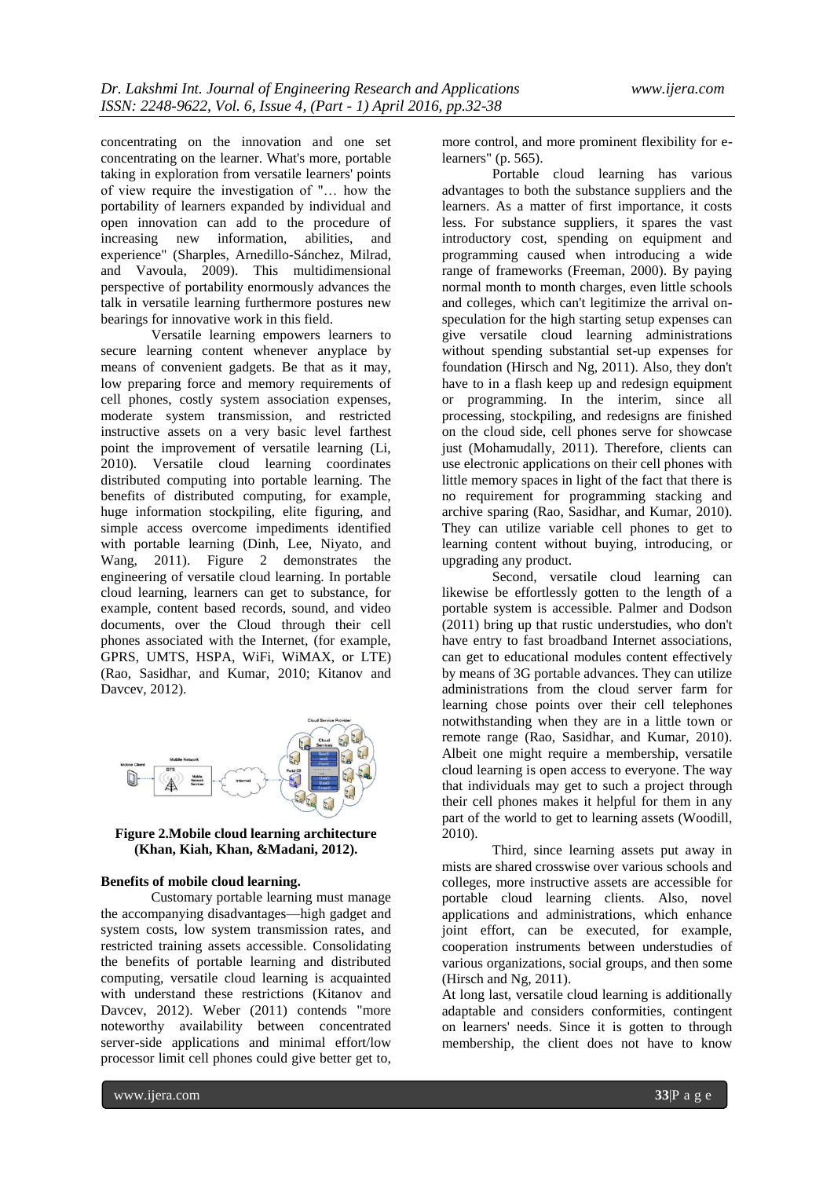concentrating on the innovation and one set concentrating on the learner. What's more, portable taking in exploration from versatile learners' points of view require the investigation of "… how the portability of learners expanded by individual and open innovation can add to the procedure of increasing new information, abilities, and experience" (Sharples, Arnedillo-Sánchez, Milrad, and Vavoula, 2009). This multidimensional perspective of portability enormously advances the talk in versatile learning furthermore postures new bearings for innovative work in this field.

Versatile learning empowers learners to secure learning content whenever anyplace by means of convenient gadgets. Be that as it may, low preparing force and memory requirements of cell phones, costly system association expenses, moderate system transmission, and restricted instructive assets on a very basic level farthest point the improvement of versatile learning (Li, 2010). Versatile cloud learning coordinates distributed computing into portable learning. The benefits of distributed computing, for example, huge information stockpiling, elite figuring, and simple access overcome impediments identified with portable learning (Dinh, Lee, Niyato, and Wang, 2011). Figure 2 demonstrates the engineering of versatile cloud learning. In portable cloud learning, learners can get to substance, for example, content based records, sound, and video documents, over the Cloud through their cell phones associated with the Internet, (for example, GPRS, UMTS, HSPA, WiFi, WiMAX, or LTE) (Rao, Sasidhar, and Kumar, 2010; Kitanov and Davcev, 2012).

**Figure 2.Mobile cloud learning architecture (Khan, Kiah, Khan, &Madani, 2012).**

**Benefits of mobile cloud learning.**

Customary portable learning must manage the accompanying disadvantages—high gadget and system costs, low system transmission rates, and restricted training assets accessible. Consolidating the benefits of portable learning and distributed computing, versatile cloud learning is acquainted with understand these restrictions (Kitanov and Davcev, 2012). Weber (2011) contends "more noteworthy availability between concentrated server-side applications and minimal effort/low processor limit cell phones could give better get to, more control, and more prominent flexibility for e-learners" (p. 565).

Portable cloud learning has various advantages to both the substance suppliers and the learners. As a matter of first importance, it costs less. For substance suppliers, it spares the vast introductory cost, spending on equipment and programming caused when introducing a wide range of frameworks (Freeman, 2000). By paying normal month to month charges, even little schools and colleges, which can't legitimize the arrival on-speculation for the high starting setup expenses can give versatile cloud learning administrations without spending substantial set-up expenses for foundation (Hirsch and Ng, 2011). Also, they don't have to in a flash keep up and redesign equipment or programming. In the interim, since all processing, stockpiling, and redesigns are finished on the cloud side, cell phones serve for showcase just (Mohamudally, 2011). Therefore, clients can use electronic applications on their cell phones with little memory spaces in light of the fact that there is no requirement for programming stacking and archive sparing (Rao, Sasidhar, and Kumar, 2010). They can utilize variable cell phones to get to learning content without buying, introducing, or upgrading any product.

Second, versatile cloud learning can likewise be effortlessly gotten to the length of a portable system is accessible. Palmer and Dodson (2011) bring up that rustic understudies, who don't have entry to fast broadband Internet associations, can get to educational modules content effectively by means of 3G portable advances. They can utilize administrations from the cloud server farm for learning chose points over their cell telephones notwithstanding when they are in a little town or remote range (Rao, Sasidhar, and Kumar, 2010). Albeit one might require a membership, versatile cloud learning is open access to everyone. The way that individuals may get to such a project through their cell phones makes it helpful for them in any part of the world to get to learning assets (Woodill, 2010).

Third, since learning assets put away in mists are shared crosswise over various schools and colleges, more instructive assets are accessible for portable cloud learning clients. Also, novel applications and administrations, which enhance joint effort, can be executed, for example, cooperation instruments between understudies of various organizations, social groups, and then some (Hirsch and Ng, 2011).

At long last, versatile cloud learning is additionally adaptable and considers conformities, contingent on learners' needs. Since it is gotten to through membership, the client does not have to know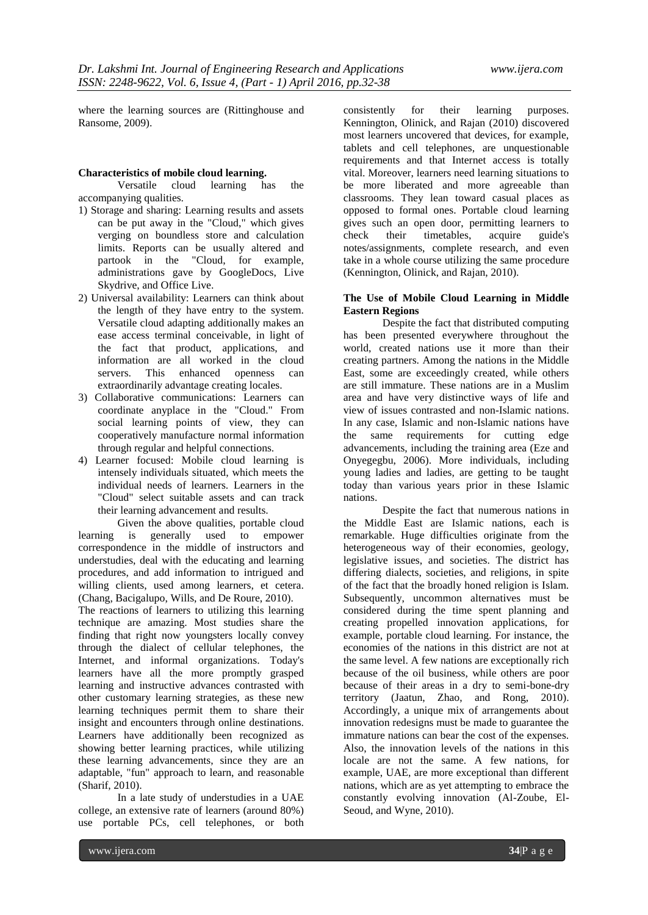where the learning sources are (Rittinghouse and Ransome, 2009).

**Characteristics of mobile cloud learning.**

Versatile cloud learning has the accompanying qualities.

1) Storage and sharing: Learning results and assets can be put away in the "Cloud," which gives verging on boundless store and calculation limits. Reports can be usually altered and partook in the "Cloud, for example, administrations gave by GoogleDocs, Live Skydrive, and Office Live.
2) Universal availability: Learners can think about the length of they have entry to the system. Versatile cloud adapting additionally makes an ease access terminal conceivable, in light of the fact that product, applications, and information are all worked in the cloud servers. This enhanced openness can extraordinarily advantage creating locales.
3) Collaborative communications: Learners can coordinate anyplace in the "Cloud." From social learning points of view, they can cooperatively manufacture normal information through regular and helpful connections.
4) Learner focused: Mobile cloud learning is intensely individuals situated, which meets the individual needs of learners. Learners in the "Cloud" select suitable assets and can track their learning advancement and results.

Given the above qualities, portable cloud learning is generally used to empower correspondence in the middle of instructors and understudies, deal with the educating and learning procedures, and add information to intrigued and willing clients, used among learners, et cetera. (Chang, Bacigalupo, Wills, and De Roure, 2010).

The reactions of learners to utilizing this learning technique are amazing. Most studies share the finding that right now youngsters locally convey through the dialect of cellular telephones, the Internet, and informal organizations. Today's learners have all the more promptly grasped learning and instructive advances contrasted with other customary learning strategies, as these new learning techniques permit them to share their insight and encounters through online destinations. Learners have additionally been recognized as showing better learning practices, while utilizing these learning advancements, since they are an adaptable, "fun" approach to learn, and reasonable (Sharif, 2010).

In a late study of understudies in a UAE college, an extensive rate of learners (around 80%) use portable PCs, cell telephones, or both consistently for their learning purposes. Kennington, Olinick, and Rajan (2010) discovered most learners uncovered that devices, for example, tablets and cell telephones, are unquestionable requirements and that Internet access is totally vital. Moreover, learners need learning situations to be more liberated and more agreeable than classrooms. They lean toward casual places as opposed to formal ones. Portable cloud learning gives such an open door, permitting learners to check their timetables, acquire guide's notes/assignments, complete research, and even take in a whole course utilizing the same procedure (Kennington, Olinick, and Rajan, 2010).

**The Use of Mobile Cloud Learning in Middle Eastern Regions**

Despite the fact that distributed computing has been presented everywhere throughout the world, created nations use it more than their creating partners. Among the nations in the Middle East, some are exceedingly created, while others are still immature. These nations are in a Muslim area and have very distinctive ways of life and view of issues contrasted and non-Islamic nations. In any case, Islamic and non-Islamic nations have the same requirements for cutting edge advancements, including the training area (Eze and Onyegegbu, 2006). More individuals, including young ladies and ladies, are getting to be taught today than various years prior in these Islamic nations.

Despite the fact that numerous nations in the Middle East are Islamic nations, each is remarkable. Huge difficulties originate from the heterogeneous way of their economies, geology, legislative issues, and societies. The district has differing dialects, societies, and religions, in spite of the fact that the broadly honed religion is Islam. Subsequently, uncommon alternatives must be considered during the time spent planning and creating propelled innovation applications, for example, portable cloud learning. For instance, the economies of the nations in this district are not at the same level. A few nations are exceptionally rich because of the oil business, while others are poor because of their areas in a dry to semi-bone-dry territory (Jaatun, Zhao, and Rong, 2010). Accordingly, a unique mix of arrangements about innovation redesigns must be made to guarantee the immature nations can bear the cost of the expenses. Also, the innovation levels of the nations in this locale are not the same. A few nations, for example, UAE, are more exceptional than different nations, which are as yet attempting to embrace the constantly evolving innovation (Al-Zoube, El-Seoud, and Wyne, 2010).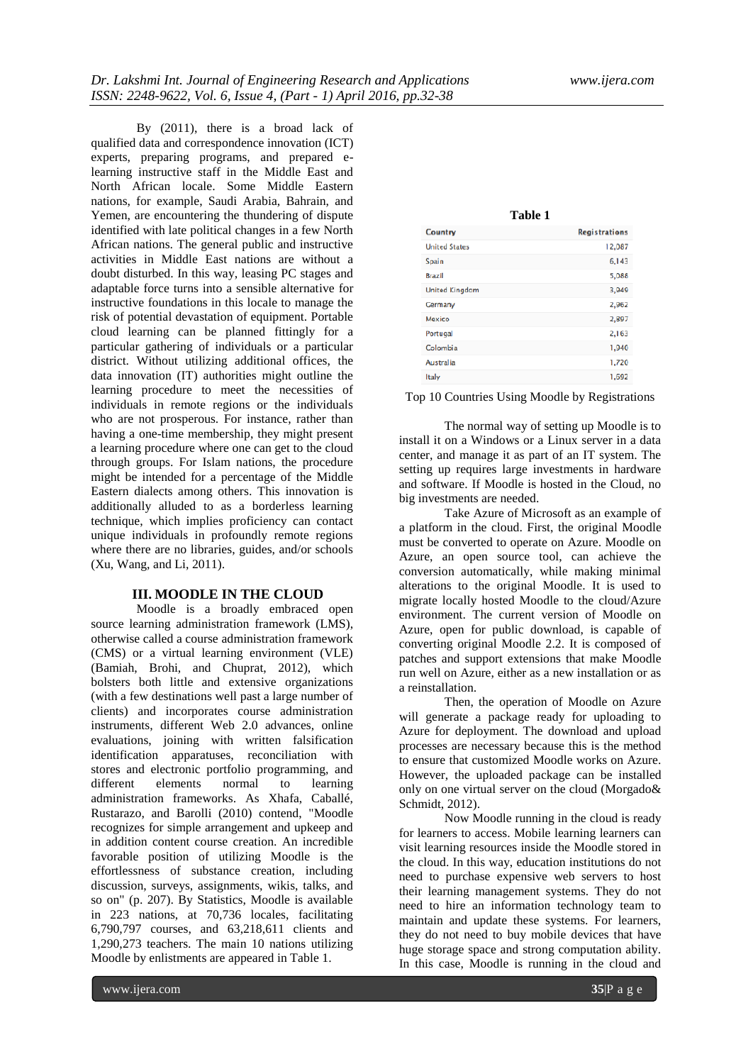By (2011), there is a broad lack of qualified data and correspondence innovation (ICT) experts, preparing programs, and prepared e-learning instructive staff in the Middle East and North African locale. Some Middle Eastern nations, for example, Saudi Arabia, Bahrain, and Yemen, are encountering the thundering of dispute identified with late political changes in a few North African nations. The general public and instructive activities in Middle East nations are without a doubt disturbed. In this way, leasing PC stages and adaptable force turns into a sensible alternative for instructive foundations in this locale to manage the risk of potential devastation of equipment. Portable cloud learning can be planned fittingly for a particular gathering of individuals or a particular district. Without utilizing additional offices, the data innovation (IT) authorities might outline the learning procedure to meet the necessities of individuals in remote regions or the individuals who are not prosperous. For instance, rather than having a one-time membership, they might present a learning procedure where one can get to the cloud through groups. For Islam nations, the procedure might be intended for a percentage of the Middle Eastern dialects among others. This innovation is additionally alluded to as a borderless learning technique, which implies proficiency can contact unique individuals in profoundly remote regions where there are no libraries, guides, and/or schools (Xu, Wang, and Li, 2011).

## III. MOODLE IN THE CLOUD

Moodle is a broadly embraced open source learning administration framework (LMS), otherwise called a course administration framework (CMS) or a virtual learning environment (VLE) (Bamiah, Brohi, and Chuprat, 2012), which bolsters both little and extensive organizations (with a few destinations well past a large number of clients) and incorporates course administration instruments, different Web 2.0 advances, online evaluations, joining with written falsification identification apparatuses, reconciliation with stores and electronic portfolio programming, and different elements normal to learning administration frameworks. As Xhafa, Caballé, Rustarazo, and Barolli (2010) contend, "Moodle recognizes for simple arrangement and upkeep and in addition content course creation. An incredible favorable position of utilizing Moodle is the effortlessness of substance creation, including discussion, surveys, assignments, wikis, talks, and so on" (p. 207). By Statistics, Moodle is available in 223 nations, at 70,736 locales, facilitating 6,790,797 courses, and 63,218,611 clients and 1,290,273 teachers. The main 10 nations utilizing Moodle by enlistments are appeared in Table 1.

**Table 1**

| Country | Registrations |
|---|---|
| United States | 12,087 |
| Spain | 6,143 |
| Brazil | 5,088 |
| United Kingdom | 3,949 |
| Germany | 2,962 |
| Mexico | 2,897 |
| Portugal | 2,163 |
| Colombia | 1,940 |
| Australia | 1,720 |
| Italy | 1,592 |

Top 10 Countries Using Moodle by Registrations

The normal way of setting up Moodle is to install it on a Windows or a Linux server in a data center, and manage it as part of an IT system. The setting up requires large investments in hardware and software. If Moodle is hosted in the Cloud, no big investments are needed.

Take Azure of Microsoft as an example of a platform in the cloud. First, the original Moodle must be converted to operate on Azure. Moodle on Azure, an open source tool, can achieve the conversion automatically, while making minimal alterations to the original Moodle. It is used to migrate locally hosted Moodle to the cloud/Azure environment. The current version of Moodle on Azure, open for public download, is capable of converting original Moodle 2.2. It is composed of patches and support extensions that make Moodle run well on Azure, either as a new installation or as a reinstallation.

Then, the operation of Moodle on Azure will generate a package ready for uploading to Azure for deployment. The download and upload processes are necessary because this is the method to ensure that customized Moodle works on Azure. However, the uploaded package can be installed only on one virtual server on the cloud (Morgado& Schmidt, 2012).

Now Moodle running in the cloud is ready for learners to access. Mobile learning learners can visit learning resources inside the Moodle stored in the cloud. In this way, education institutions do not need to purchase expensive web servers to host their learning management systems. They do not need to hire an information technology team to maintain and update these systems. For learners, they do not need to buy mobile devices that have huge storage space and strong computation ability. In this case, Moodle is running in the cloud and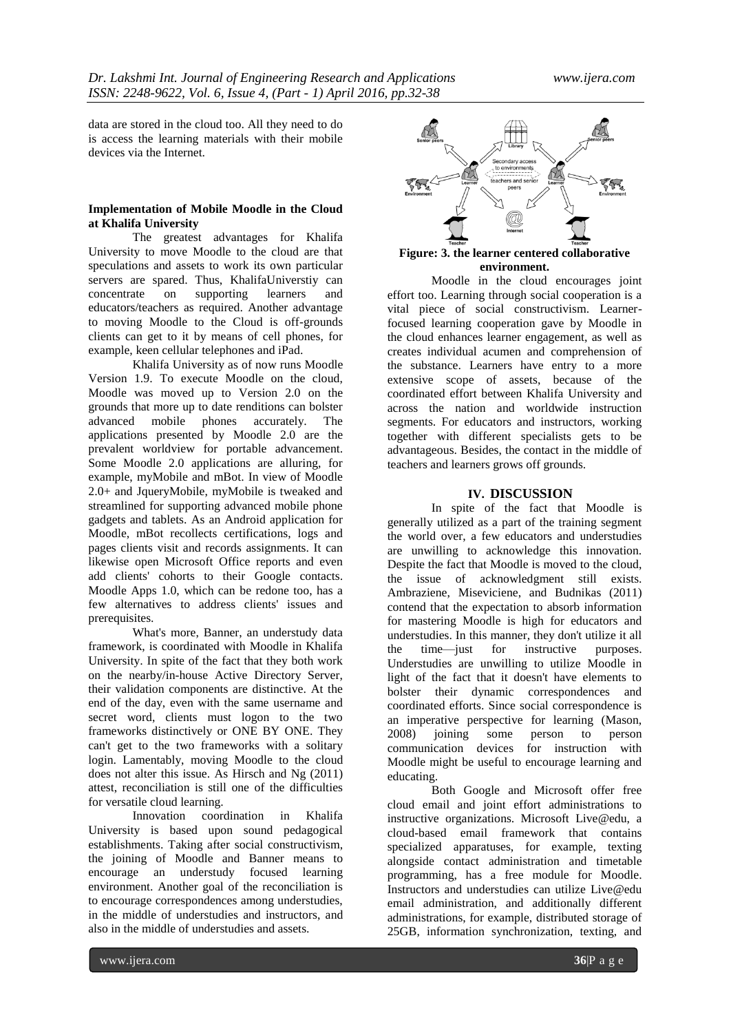data are stored in the cloud too. All they need to do is access the learning materials with their mobile devices via the Internet.

**Implementation of Mobile Moodle in the Cloud at Khalifa University**

The greatest advantages for Khalifa University to move Moodle to the cloud are that speculations and assets to work its own particular servers are spared. Thus, KhalifaUniverstiy can concentrate on supporting learners and educators/teachers as required. Another advantage to moving Moodle to the Cloud is off-grounds clients can get to it by means of cell phones, for example, keen cellular telephones and iPad.

Khalifa University as of now runs Moodle Version 1.9. To execute Moodle on the cloud, Moodle was moved up to Version 2.0 on the grounds that more up to date renditions can bolster advanced mobile phones accurately. The applications presented by Moodle 2.0 are the prevalent worldview for portable advancement. Some Moodle 2.0 applications are alluring, for example, myMobile and mBot. In view of Moodle 2.0+ and JqueryMobile, myMobile is tweaked and streamlined for supporting advanced mobile phone gadgets and tablets. As an Android application for Moodle, mBot recollects certifications, logs and pages clients visit and records assignments. It can likewise open Microsoft Office reports and even add clients' cohorts to their Google contacts. Moodle Apps 1.0, which can be redone too, has a few alternatives to address clients' issues and prerequisites.

What's more, Banner, an understudy data framework, is coordinated with Moodle in Khalifa University. In spite of the fact that they both work on the nearby/in-house Active Directory Server, their validation components are distinctive. At the end of the day, even with the same username and secret word, clients must logon to the two frameworks distinctively or ONE BY ONE. They can't get to the two frameworks with a solitary login. Lamentably, moving Moodle to the cloud does not alter this issue. As Hirsch and Ng (2011) attest, reconciliation is still one of the difficulties for versatile cloud learning.

Innovation coordination in Khalifa University is based upon sound pedagogical establishments. Taking after social constructivism, the joining of Moodle and Banner means to encourage an understudy focused learning environment. Another goal of the reconciliation is to encourage correspondences among understudies, in the middle of understudies and instructors, and also in the middle of understudies and assets.

**Figure: 3. the learner centered collaborative environment.**

Moodle in the cloud encourages joint effort too. Learning through social cooperation is a vital piece of social constructivism. Learner-focused learning cooperation gave by Moodle in the cloud enhances learner engagement, as well as creates individual acumen and comprehension of the substance. Learners have entry to a more extensive scope of assets, because of the coordinated effort between Khalifa University and across the nation and worldwide instruction segments. For educators and instructors, working together with different specialists gets to be advantageous. Besides, the contact in the middle of teachers and learners grows off grounds.

## IV. DISCUSSION

In spite of the fact that Moodle is generally utilized as a part of the training segment the world over, a few educators and understudies are unwilling to acknowledge this innovation. Despite the fact that Moodle is moved to the cloud, the issue of acknowledgment still exists. Ambraziene, Miseviciene, and Budnikas (2011) contend that the expectation to absorb information for mastering Moodle is high for educators and understudies. In this manner, they don't utilize it all the time—just for instructive purposes. Understudies are unwilling to utilize Moodle in light of the fact that it doesn't have elements to bolster their dynamic correspondences and coordinated efforts. Since social correspondence is an imperative perspective for learning (Mason, 2008) joining some person to person communication devices for instruction with Moodle might be useful to encourage learning and educating.

Both Google and Microsoft offer free cloud email and joint effort administrations to instructive organizations. Microsoft Live@edu, a cloud-based email framework that contains specialized apparatuses, for example, texting alongside contact administration and timetable programming, has a free module for Moodle. Instructors and understudies can utilize Live@edu email administration, and additionally different administrations, for example, distributed storage of 25GB, information synchronization, texting, and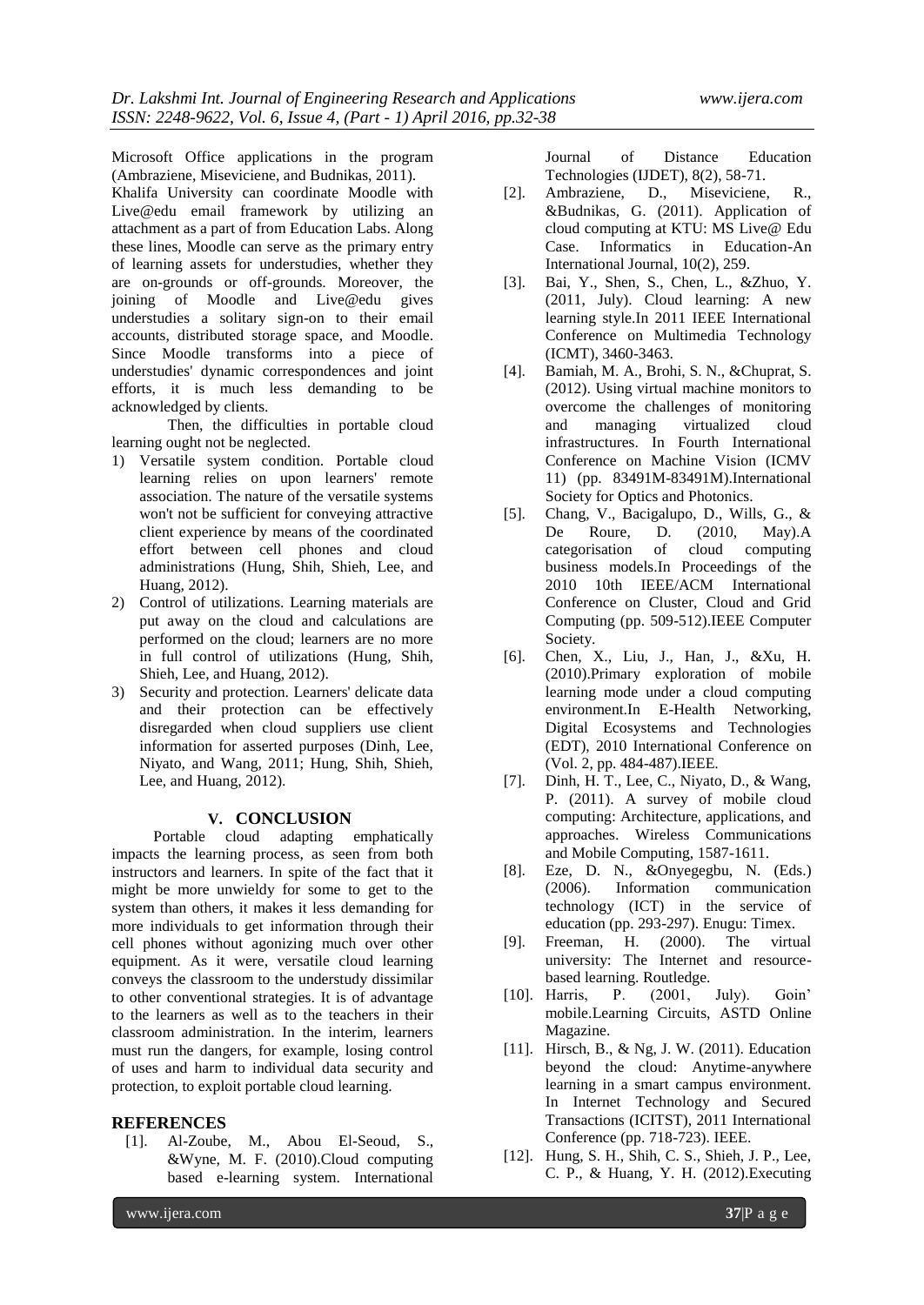Microsoft Office applications in the program (Ambraziene, Miseviciene, and Budnikas, 2011).

Khalifa University can coordinate Moodle with Live@edu email framework by utilizing an attachment as a part of from Education Labs. Along these lines, Moodle can serve as the primary entry of learning assets for understudies, whether they are on-grounds or off-grounds. Moreover, the joining of Moodle and Live@edu gives understudies a solitary sign-on to their email accounts, distributed storage space, and Moodle. Since Moodle transforms into a piece of understudies' dynamic correspondences and joint efforts, it is much less demanding to be acknowledged by clients.

Then, the difficulties in portable cloud learning ought not be neglected.

1) Versatile system condition. Portable cloud learning relies on upon learners' remote association. The nature of the versatile systems won't not be sufficient for conveying attractive client experience by means of the coordinated effort between cell phones and cloud administrations (Hung, Shih, Shieh, Lee, and Huang, 2012).
2) Control of utilizations. Learning materials are put away on the cloud and calculations are performed on the cloud; learners are no more in full control of utilizations (Hung, Shih, Shieh, Lee, and Huang, 2012).
3) Security and protection. Learners' delicate data and their protection can be effectively disregarded when cloud suppliers use client information for asserted purposes (Dinh, Lee, Niyato, and Wang, 2011; Hung, Shih, Shieh, Lee, and Huang, 2012).

## V. CONCLUSION

Portable cloud adapting emphatically impacts the learning process, as seen from both instructors and learners. In spite of the fact that it might be more unwieldy for some to get to the system than others, it makes it less demanding for more individuals to get information through their cell phones without agonizing much over other equipment. As it were, versatile cloud learning conveys the classroom to the understudy dissimilar to other conventional strategies. It is of advantage to the learners as well as to the teachers in their classroom administration. In the interim, learners must run the dangers, for example, losing control of uses and harm to individual data security and protection, to exploit portable cloud learning.

## REFERENCES

[1]. Al-Zoube, M., Abou El-Seoud, S., &Wyne, M. F. (2010).Cloud computing based e-learning system. International Journal of Distance Education Technologies (IJDET), 8(2), 58-71.

[2]. Ambraziene, D., Miseviciene, R., &Budnikas, G. (2011). Application of cloud computing at KTU: MS Live@ Edu Case. Informatics in Education-An International Journal, 10(2), 259.

[3]. Bai, Y., Shen, S., Chen, L., &Zhuo, Y. (2011, July). Cloud learning: A new learning style.In 2011 IEEE International Conference on Multimedia Technology (ICMT), 3460-3463.

[4]. Bamiah, M. A., Brohi, S. N., &Chuprat, S. (2012). Using virtual machine monitors to overcome the challenges of monitoring and managing virtualized cloud infrastructures. In Fourth International Conference on Machine Vision (ICMV 11) (pp. 83491M-83491M).International Society for Optics and Photonics.

[5]. Chang, V., Bacigalupo, D., Wills, G., & De Roure, D. (2010, May).A categorisation of cloud computing business models.In Proceedings of the 2010 10th IEEE/ACM International Conference on Cluster, Cloud and Grid Computing (pp. 509-512).IEEE Computer Society.

[6]. Chen, X., Liu, J., Han, J., &Xu, H. (2010).Primary exploration of mobile learning mode under a cloud computing environment.In E-Health Networking, Digital Ecosystems and Technologies (EDT), 2010 International Conference on (Vol. 2, pp. 484-487).IEEE.

[7]. Dinh, H. T., Lee, C., Niyato, D., & Wang, P. (2011). A survey of mobile cloud computing: Architecture, applications, and approaches. Wireless Communications and Mobile Computing, 1587-1611.

[8]. Eze, D. N., &Onyegegbu, N. (Eds.) (2006). Information communication technology (ICT) in the service of education (pp. 293-297). Enugu: Timex.

[9]. Freeman, H. (2000). The virtual university: The Internet and resource-based learning. Routledge.

[10]. Harris, P. (2001, July). Goin' mobile.Learning Circuits, ASTD Online Magazine.

[11]. Hirsch, B., & Ng, J. W. (2011). Education beyond the cloud: Anytime-anywhere learning in a smart campus environment. In Internet Technology and Secured Transactions (ICITST), 2011 International Conference (pp. 718-723). IEEE.

[12]. Hung, S. H., Shih, C. S., Shieh, J. P., Lee, C. P., & Huang, Y. H. (2012).Executing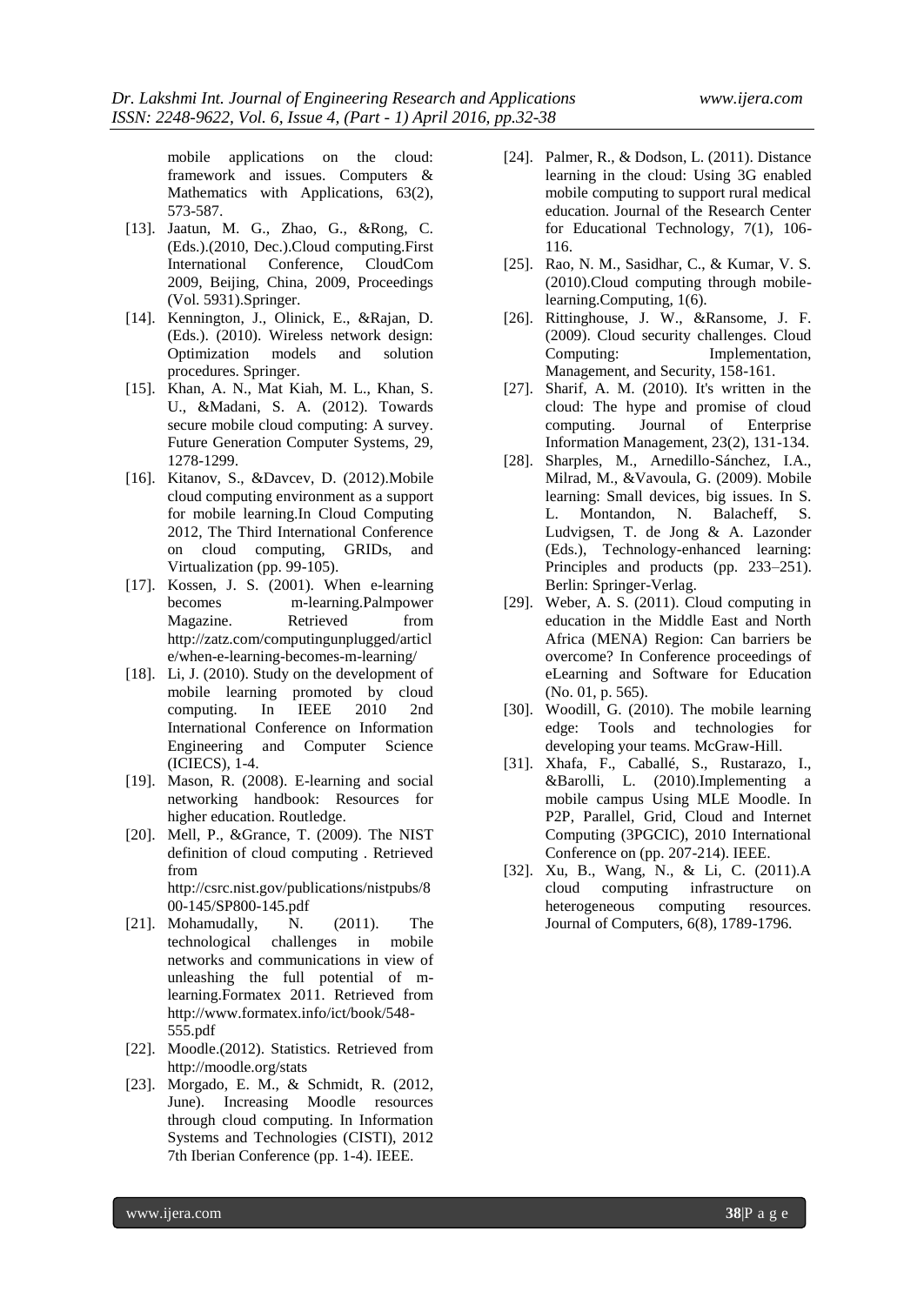mobile applications on the cloud: framework and issues. Computers & Mathematics with Applications, 63(2), 573-587.

[13]. Jaatun, M. G., Zhao, G., &Rong, C. (Eds.).(2010, Dec.).Cloud computing.First International Conference, CloudCom 2009, Beijing, China, 2009, Proceedings (Vol. 5931).Springer.

[14]. Kennington, J., Olinick, E., &Rajan, D. (Eds.). (2010). Wireless network design: Optimization models and solution procedures. Springer.

[15]. Khan, A. N., Mat Kiah, M. L., Khan, S. U., &Madani, S. A. (2012). Towards secure mobile cloud computing: A survey. Future Generation Computer Systems, 29, 1278-1299.

[16]. Kitanov, S., &Davcev, D. (2012).Mobile cloud computing environment as a support for mobile learning.In Cloud Computing 2012, The Third International Conference on cloud computing, GRIDs, and Virtualization (pp. 99-105).

[17]. Kossen, J. S. (2001). When e-learning becomes m-learning.Palmpower Magazine. Retrieved from http://zatz.com/computingunplugged/article/when-e-learning-becomes-m-learning/

[18]. Li, J. (2010). Study on the development of mobile learning promoted by cloud computing. In IEEE 2010 2nd International Conference on Information Engineering and Computer Science (ICIECS), 1-4.

[19]. Mason, R. (2008). E-learning and social networking handbook: Resources for higher education. Routledge.

[20]. Mell, P., &Grance, T. (2009). The NIST definition of cloud computing . Retrieved from http://csrc.nist.gov/publications/nistpubs/800-145/SP800-145.pdf

[21]. Mohamudally, N. (2011). The technological challenges in mobile networks and communications in view of unleashing the full potential of m-learning.Formatex 2011. Retrieved from http://www.formatex.info/ict/book/548-555.pdf

[22]. Moodle.(2012). Statistics. Retrieved from http://moodle.org/stats

[23]. Morgado, E. M., & Schmidt, R. (2012, June). Increasing Moodle resources through cloud computing. In Information Systems and Technologies (CISTI), 2012 7th Iberian Conference (pp. 1-4). IEEE.

[24]. Palmer, R., & Dodson, L. (2011). Distance learning in the cloud: Using 3G enabled mobile computing to support rural medical education. Journal of the Research Center for Educational Technology, 7(1), 106-116.

[25]. Rao, N. M., Sasidhar, C., & Kumar, V. S. (2010).Cloud computing through mobile-learning.Computing, 1(6).

[26]. Rittinghouse, J. W., &Ransome, J. F. (2009). Cloud security challenges. Cloud Computing: Implementation, Management, and Security, 158-161.

[27]. Sharif, A. M. (2010). It's written in the cloud: The hype and promise of cloud computing. Journal of Enterprise Information Management, 23(2), 131-134.

[28]. Sharples, M., Arnedillo-Sánchez, I.A., Milrad, M., &Vavoula, G. (2009). Mobile learning: Small devices, big issues. In S. L. Montandon, N. Balacheff, S. Ludvigsen, T. de Jong & A. Lazonder (Eds.), Technology-enhanced learning: Principles and products (pp. 233–251). Berlin: Springer-Verlag.

[29]. Weber, A. S. (2011). Cloud computing in education in the Middle East and North Africa (MENA) Region: Can barriers be overcome? In Conference proceedings of eLearning and Software for Education (No. 01, p. 565).

[30]. Woodill, G. (2010). The mobile learning edge: Tools and technologies for developing your teams. McGraw-Hill.

[31]. Xhafa, F., Caballé, S., Rustarazo, I., &Barolli, L. (2010).Implementing a mobile campus Using MLE Moodle. In P2P, Parallel, Grid, Cloud and Internet Computing (3PGCIC), 2010 International Conference on (pp. 207-214). IEEE.

[32]. Xu, B., Wang, N., & Li, C. (2011).A cloud computing infrastructure on heterogeneous computing resources. Journal of Computers, 6(8), 1789-1796.